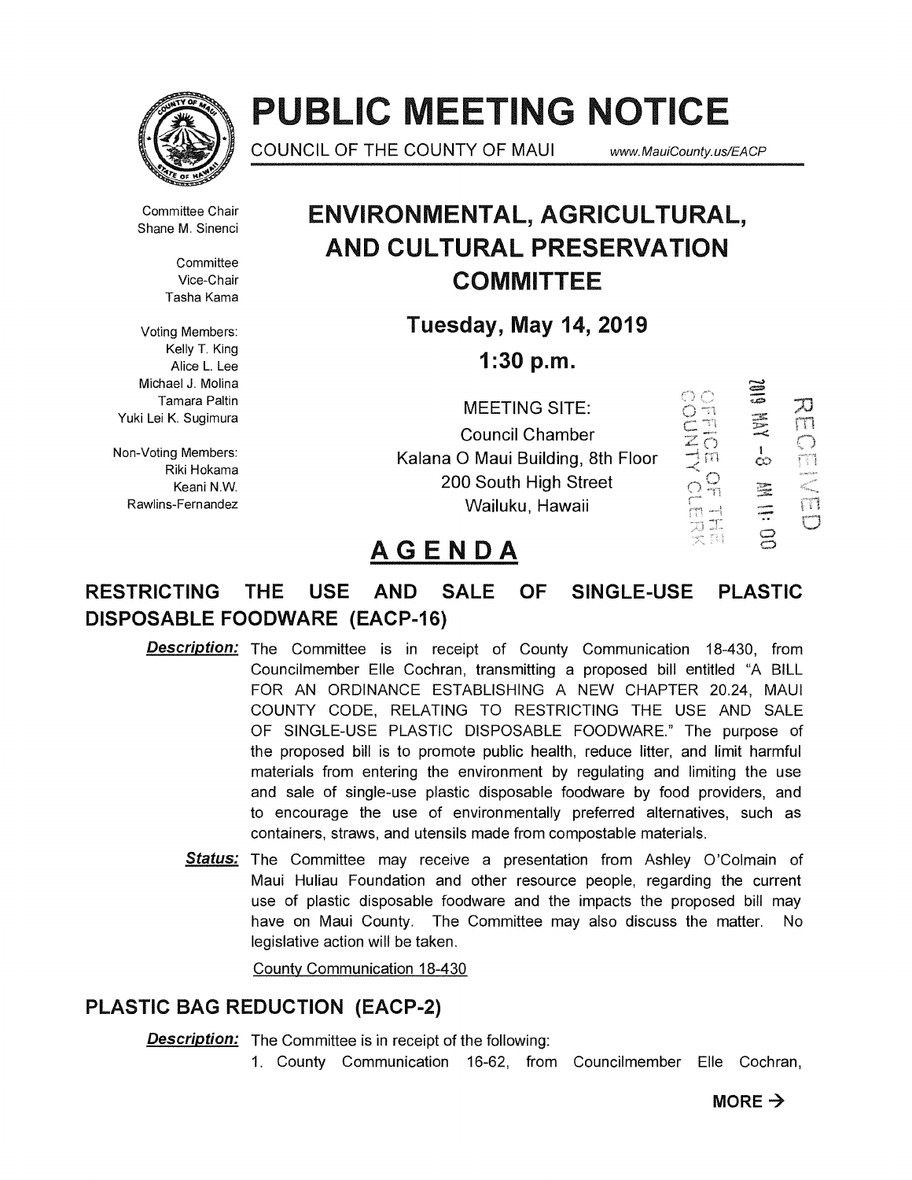# PUBLIC MEETING NOTICE

COUNCIL OF THE COUNTY OF MAUI www.MauiCounty.us/EACP

Committee Chair
Shane M. Sinenci

Committee
Vice-Chair
Tasha Kama

Voting Members:
Kelly T. King
Alice L. Lee
Michael J. Molina
Tamara Paltin
Yuki Lei K. Sugimura

Non-Voting Members:
Riki Hokama
Keani N.W.
Rawlins-Fernandez

## ENVIRONMENTAL, AGRICULTURAL, AND CULTURAL PRESERVATION COMMITTEE

**Tuesday, May 14, 2019**

**1:30 p.m.**

MEETING SITE:
Council Chamber
Kalana O Maui Building, 8th Floor
200 South High Street
Wailuku, Hawaii

OFFICE OF THE COUNTY CLERK
2019 MAY -8 AM 11:00
RECEIVED

# AGENDA

## RESTRICTING THE USE AND SALE OF SINGLE-USE PLASTIC DISPOSABLE FOODWARE (EACP-16)

***Description:*** The Committee is in receipt of County Communication 18-430, from Councilmember Elle Cochran, transmitting a proposed bill entitled "A BILL FOR AN ORDINANCE ESTABLISHING A NEW CHAPTER 20.24, MAUI COUNTY CODE, RELATING TO RESTRICTING THE USE AND SALE OF SINGLE-USE PLASTIC DISPOSABLE FOODWARE." The purpose of the proposed bill is to promote public health, reduce litter, and limit harmful materials from entering the environment by regulating and limiting the use and sale of single-use plastic disposable foodware by food providers, and to encourage the use of environmentally preferred alternatives, such as containers, straws, and utensils made from compostable materials.

***Status:*** The Committee may receive a presentation from Ashley O'Colmain of Maui Huliau Foundation and other resource people, regarding the current use of plastic disposable foodware and the impacts the proposed bill may have on Maui County. The Committee may also discuss the matter. No legislative action will be taken.

County Communication 18-430

## PLASTIC BAG REDUCTION (EACP-2)

***Description:*** The Committee is in receipt of the following:

1. County Communication 16-62, from Councilmember Elle Cochran,

**MORE →**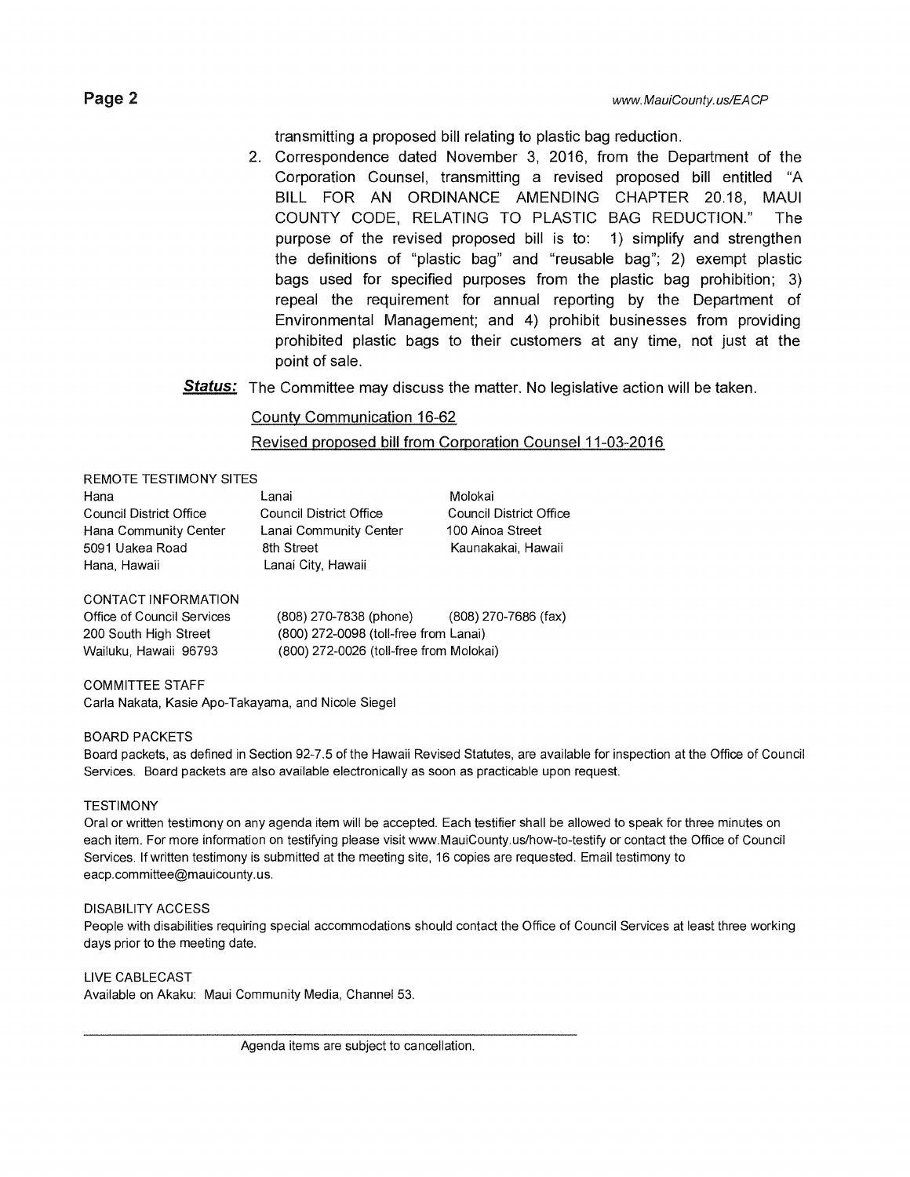transmitting a proposed bill relating to plastic bag reduction.

2. Correspondence dated November 3, 2016, from the Department of the Corporation Counsel, transmitting a revised proposed bill entitled "A BILL FOR AN ORDINANCE AMENDING CHAPTER 20.18, MAUI COUNTY CODE, RELATING TO PLASTIC BAG REDUCTION." The purpose of the revised proposed bill is to: 1) simplify and strengthen the definitions of "plastic bag" and "reusable bag"; 2) exempt plastic bags used for specified purposes from the plastic bag prohibition; 3) repeal the requirement for annual reporting by the Department of Environmental Management; and 4) prohibit businesses from providing prohibited plastic bags to their customers at any time, not just at the point of sale.

***Status:*** The Committee may discuss the matter. No legislative action will be taken.

County Communication 16-62

Revised proposed bill from Corporation Counsel 11-03-2016

REMOTE TESTIMONY SITES

| | | |
|---|---|---|
| Hana | Lanai | Molokai |
| Council District Office | Council District Office | Council District Office |
| Hana Community Center | Lanai Community Center | 100 Ainoa Street |
| 5091 Uakea Road | 8th Street | Kaunakakai, Hawaii |
| Hana, Hawaii | Lanai City, Hawaii | |

CONTACT INFORMATION

| | | |
|---|---|---|
| Office of Council Services | (808) 270-7838 (phone) | (808) 270-7686 (fax) |
| 200 South High Street | (800) 272-0098 (toll-free from Lanai) | |
| Wailuku, Hawaii 96793 | (800) 272-0026 (toll-free from Molokai) | |

COMMITTEE STAFF

Carla Nakata, Kasie Apo-Takayama, and Nicole Siegel

BOARD PACKETS

Board packets, as defined in Section 92-7.5 of the Hawaii Revised Statutes, are available for inspection at the Office of Council Services. Board packets are also available electronically as soon as practicable upon request.

TESTIMONY

Oral or written testimony on any agenda item will be accepted. Each testifier shall be allowed to speak for three minutes on each item. For more information on testifying please visit www.MauiCounty.us/how-to-testify or contact the Office of Council Services. If written testimony is submitted at the meeting site, 16 copies are requested. Email testimony to eacp.committee@mauicounty.us.

DISABILITY ACCESS

People with disabilities requiring special accommodations should contact the Office of Council Services at least three working days prior to the meeting date.

LIVE CABLECAST

Available on Akaku: Maui Community Media, Channel 53.

Agenda items are subject to cancellation.